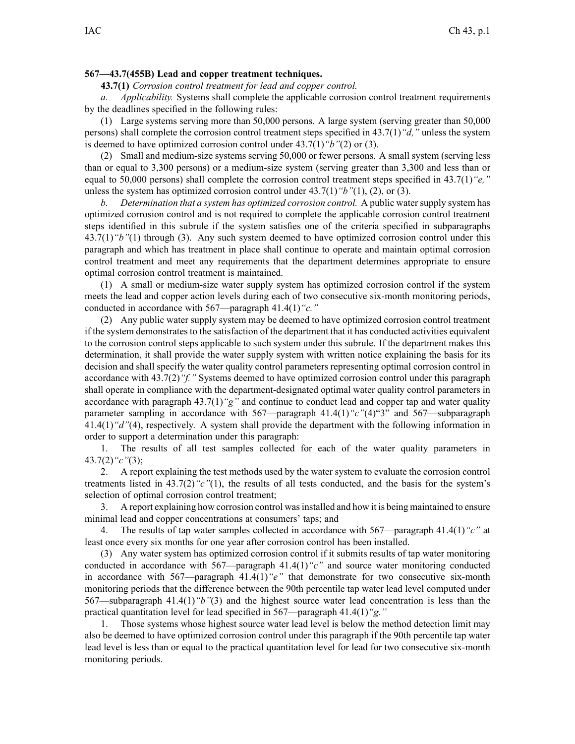**567—43.7(455B) Lead and copper treatment techniques.**

**43.7(1)** *Corrosion control treatment for lead and copper control.*

*a. Applicability.* Systems shall complete the applicable corrosion control treatment requirements by the deadlines specified in the following rules:

(1) Large systems serving more than 50,000 persons. A large system (serving greater than 50,000 persons) shall complete the corrosion control treatment steps specified in 43.7(1)*"d,"* unless the system is deemed to have optimized corrosion control under 43.7(1)*"b"*(2) or (3).

(2) Small and medium-size systems serving 50,000 or fewer persons. A small system (serving less than or equal to 3,300 persons) or a medium-size system (serving greater than 3,300 and less than or equal to 50,000 persons) shall complete the corrosion control treatment steps specified in 43.7(1)*"e,"* unless the system has optimized corrosion control under 43.7(1)*"b"*(1), (2), or (3).

*b. Determination that a system has optimized corrosion control.* A public water supply system has optimized corrosion control and is not required to complete the applicable corrosion control treatment steps identified in this subrule if the system satisfies one of the criteria specified in subparagraphs 43.7(1)*"b"*(1) through (3). Any such system deemed to have optimized corrosion control under this paragraph and which has treatment in place shall continue to operate and maintain optimal corrosion control treatment and meet any requirements that the department determines appropriate to ensure optimal corrosion control treatment is maintained.

(1) A small or medium-size water supply system has optimized corrosion control if the system meets the lead and copper action levels during each of two consecutive six-month monitoring periods, conducted in accordance with 567—paragraph 41.4(1)*"c."*

(2) Any public water supply system may be deemed to have optimized corrosion control treatment if the system demonstrates to the satisfaction of the department that it has conducted activities equivalent to the corrosion control steps applicable to such system under this subrule. If the department makes this determination, it shall provide the water supply system with written notice explaining the basis for its decision and shall specify the water quality control parameters representing optimal corrosion control in accordance with 43.7(2)*"f."* Systems deemed to have optimized corrosion control under this paragraph shall operate in compliance with the department-designated optimal water quality control parameters in accordance with paragraph 43.7(1)*"g"* and continue to conduct lead and copper tap and water quality parameter sampling in accordance with 567—paragraph 41.4(1)*"c"*(4)"3" and 567—subparagraph 41.4(1)*"d"*(4), respectively. A system shall provide the department with the following information in order to support a determination under this paragraph:

1. The results of all test samples collected for each of the water quality parameters in 43.7(2)*"c"*(3);

2. A report explaining the test methods used by the water system to evaluate the corrosion control treatments listed in 43.7(2)*"c"*(1), the results of all tests conducted, and the basis for the system's selection of optimal corrosion control treatment;

3. A report explaining how corrosion control was installed and how it is being maintained to ensure minimal lead and copper concentrations at consumers' taps; and

4. The results of tap water samples collected in accordance with 567—paragraph 41.4(1)*"c"* at least once every six months for one year after corrosion control has been installed.

(3) Any water system has optimized corrosion control if it submits results of tap water monitoring conducted in accordance with 567—paragraph 41.4(1)*"c"* and source water monitoring conducted in accordance with 567—paragraph 41.4(1)*"e"* that demonstrate for two consecutive six-month monitoring periods that the difference between the 90th percentile tap water lead level computed under 567—subparagraph 41.4(1)*"b"*(3) and the highest source water lead concentration is less than the practical quantitation level for lead specified in 567—paragraph 41.4(1)*"g."*

1. Those systems whose highest source water lead level is below the method detection limit may also be deemed to have optimized corrosion control under this paragraph if the 90th percentile tap water lead level is less than or equal to the practical quantitation level for lead for two consecutive six-month monitoring periods.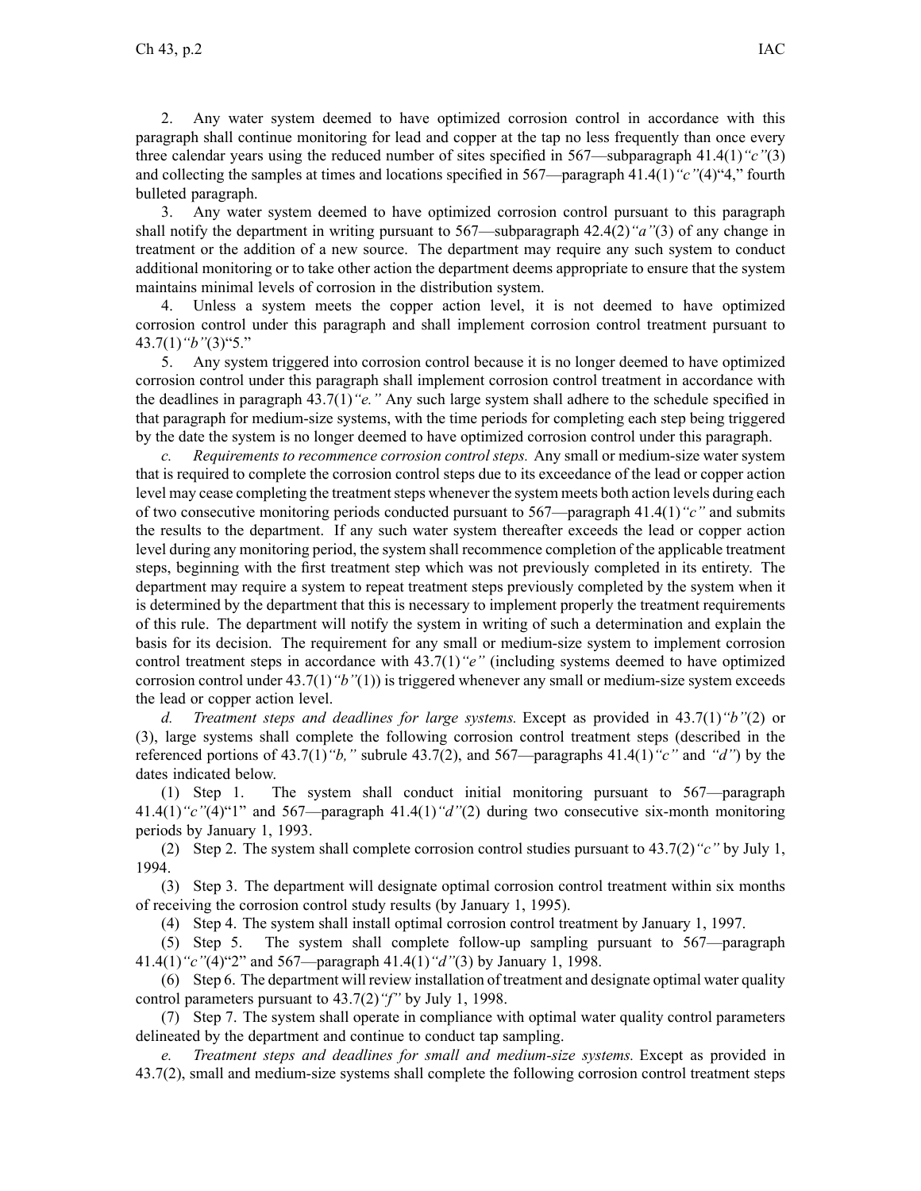2. Any water system deemed to have optimized corrosion control in accordance with this paragraph shall continue monitoring for lead and copper at the tap no less frequently than once every three calendar years using the reduced number of sites specified in 567—subparagraph 41.4(1)*"c"*(3) and collecting the samples at times and locations specified in 567—paragraph 41.4(1)*"c"*(4)"4," fourth bulleted paragraph.

3. Any water system deemed to have optimized corrosion control pursuant to this paragraph shall notify the department in writing pursuant to 567—subparagraph 42.4(2)*"a"*(3) of any change in treatment or the addition of a new source. The department may require any such system to conduct additional monitoring or to take other action the department deems appropriate to ensure that the system maintains minimal levels of corrosion in the distribution system.

4. Unless a system meets the copper action level, it is not deemed to have optimized corrosion control under this paragraph and shall implement corrosion control treatment pursuant to 43.7(1)*"b"*(3)"5."

5. Any system triggered into corrosion control because it is no longer deemed to have optimized corrosion control under this paragraph shall implement corrosion control treatment in accordance with the deadlines in paragraph 43.7(1)*"e."* Any such large system shall adhere to the schedule specified in that paragraph for medium-size systems, with the time periods for completing each step being triggered by the date the system is no longer deemed to have optimized corrosion control under this paragraph.

*c. Requirements to recommence corrosion control steps.* Any small or medium-size water system that is required to complete the corrosion control steps due to its exceedance of the lead or copper action level may cease completing the treatment steps whenever the system meets both action levels during each of two consecutive monitoring periods conducted pursuant to 567—paragraph 41.4(1)*"c"* and submits the results to the department. If any such water system thereafter exceeds the lead or copper action level during any monitoring period, the system shall recommence completion of the applicable treatment steps, beginning with the first treatment step which was not previously completed in its entirety. The department may require a system to repeat treatment steps previously completed by the system when it is determined by the department that this is necessary to implement properly the treatment requirements of this rule. The department will notify the system in writing of such a determination and explain the basis for its decision. The requirement for any small or medium-size system to implement corrosion control treatment steps in accordance with 43.7(1)*"e"* (including systems deemed to have optimized corrosion control under 43.7(1)*"b"*(1)) is triggered whenever any small or medium-size system exceeds the lead or copper action level.

*d. Treatment steps and deadlines for large systems.* Except as provided in 43.7(1)*"b"*(2) or (3), large systems shall complete the following corrosion control treatment steps (described in the referenced portions of 43.7(1)*"b,"* subrule 43.7(2), and 567—paragraphs 41.4(1)*"c"* and *"d"*) by the dates indicated below.

(1) Step 1. The system shall conduct initial monitoring pursuant to 567—paragraph 41.4(1)*"c"*(4)"1" and 567—paragraph 41.4(1)*"d"*(2) during two consecutive six-month monitoring periods by January 1, 1993.

(2) Step 2. The system shall complete corrosion control studies pursuant to 43.7(2)*"c"* by July 1, 1994.

(3) Step 3. The department will designate optimal corrosion control treatment within six months of receiving the corrosion control study results (by January 1, 1995).

(4) Step 4. The system shall install optimal corrosion control treatment by January 1, 1997.

(5) Step 5. The system shall complete follow-up sampling pursuant to 567—paragraph 41.4(1)*"c"*(4)"2" and 567—paragraph 41.4(1)*"d"*(3) by January 1, 1998.

(6) Step 6. The department will review installation of treatment and designate optimal water quality control parameters pursuant to 43.7(2)*"f"* by July 1, 1998.

(7) Step 7. The system shall operate in compliance with optimal water quality control parameters delineated by the department and continue to conduct tap sampling.

*e. Treatment steps and deadlines for small and medium-size systems.* Except as provided in 43.7(2), small and medium-size systems shall complete the following corrosion control treatment steps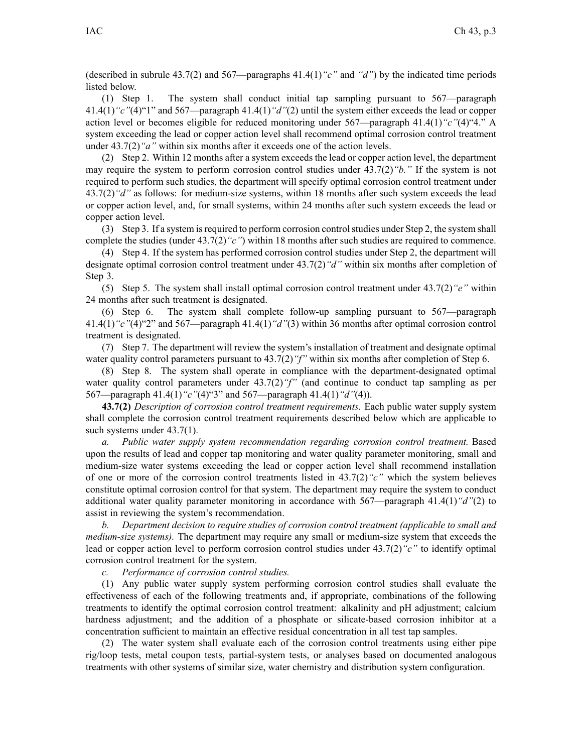(described in subrule 43.7(2) and 567—paragraphs 41.4(1)*"c"* and *"d"*) by the indicated time periods listed below.

(1) Step 1. The system shall conduct initial tap sampling pursuant to 567—paragraph 41.4(1)*"c"*(4)"1" and 567—paragraph 41.4(1)*"d"*(2) until the system either exceeds the lead or copper action level or becomes eligible for reduced monitoring under 567—paragraph 41.4(1)*"c"*(4)"4." A system exceeding the lead or copper action level shall recommend optimal corrosion control treatment under 43.7(2)*"a"* within six months after it exceeds one of the action levels.

(2) Step 2. Within 12 months after a system exceeds the lead or copper action level, the department may require the system to perform corrosion control studies under 43.7(2)*"b."* If the system is not required to perform such studies, the department will specify optimal corrosion control treatment under 43.7(2)*"d"* as follows: for medium-size systems, within 18 months after such system exceeds the lead or copper action level, and, for small systems, within 24 months after such system exceeds the lead or copper action level.

(3) Step 3. If a system is required to perform corrosion control studies under Step 2, the system shall complete the studies (under 43.7(2)*"c"*) within 18 months after such studies are required to commence.

(4) Step 4. If the system has performed corrosion control studies under Step 2, the department will designate optimal corrosion control treatment under 43.7(2)*"d"* within six months after completion of Step 3.

(5) Step 5. The system shall install optimal corrosion control treatment under 43.7(2)*"e"* within 24 months after such treatment is designated.

(6) Step 6. The system shall complete follow-up sampling pursuant to 567—paragraph 41.4(1)*"c"*(4)"2" and 567—paragraph 41.4(1)*"d"*(3) within 36 months after optimal corrosion control treatment is designated.

(7) Step 7. The department will review the system's installation of treatment and designate optimal water quality control parameters pursuant to 43.7(2)*"f"* within six months after completion of Step 6.

(8) Step 8. The system shall operate in compliance with the department-designated optimal water quality control parameters under 43.7(2)*"f"* (and continue to conduct tap sampling as per 567—paragraph 41.4(1)*"c"*(4)"3" and 567—paragraph 41.4(1)*"d"*(4)).

**43.7(2)** *Description of corrosion control treatment requirements.* Each public water supply system shall complete the corrosion control treatment requirements described below which are applicable to such systems under 43.7(1).

*a. Public water supply system recommendation regarding corrosion control treatment.* Based upon the results of lead and copper tap monitoring and water quality parameter monitoring, small and medium-size water systems exceeding the lead or copper action level shall recommend installation of one or more of the corrosion control treatments listed in 43.7(2)*"c"* which the system believes constitute optimal corrosion control for that system. The department may require the system to conduct additional water quality parameter monitoring in accordance with 567—paragraph 41.4(1)*"d"*(2) to assist in reviewing the system's recommendation.

*b. Department decision to require studies of corrosion control treatment (applicable to small and medium-size systems).* The department may require any small or medium-size system that exceeds the lead or copper action level to perform corrosion control studies under 43.7(2)*"c"* to identify optimal corrosion control treatment for the system.

*c. Performance of corrosion control studies.*

(1) Any public water supply system performing corrosion control studies shall evaluate the effectiveness of each of the following treatments and, if appropriate, combinations of the following treatments to identify the optimal corrosion control treatment: alkalinity and pH adjustment; calcium hardness adjustment; and the addition of a phosphate or silicate-based corrosion inhibitor at a concentration sufficient to maintain an effective residual concentration in all test tap samples.

(2) The water system shall evaluate each of the corrosion control treatments using either pipe rig/loop tests, metal coupon tests, partial-system tests, or analyses based on documented analogous treatments with other systems of similar size, water chemistry and distribution system configuration.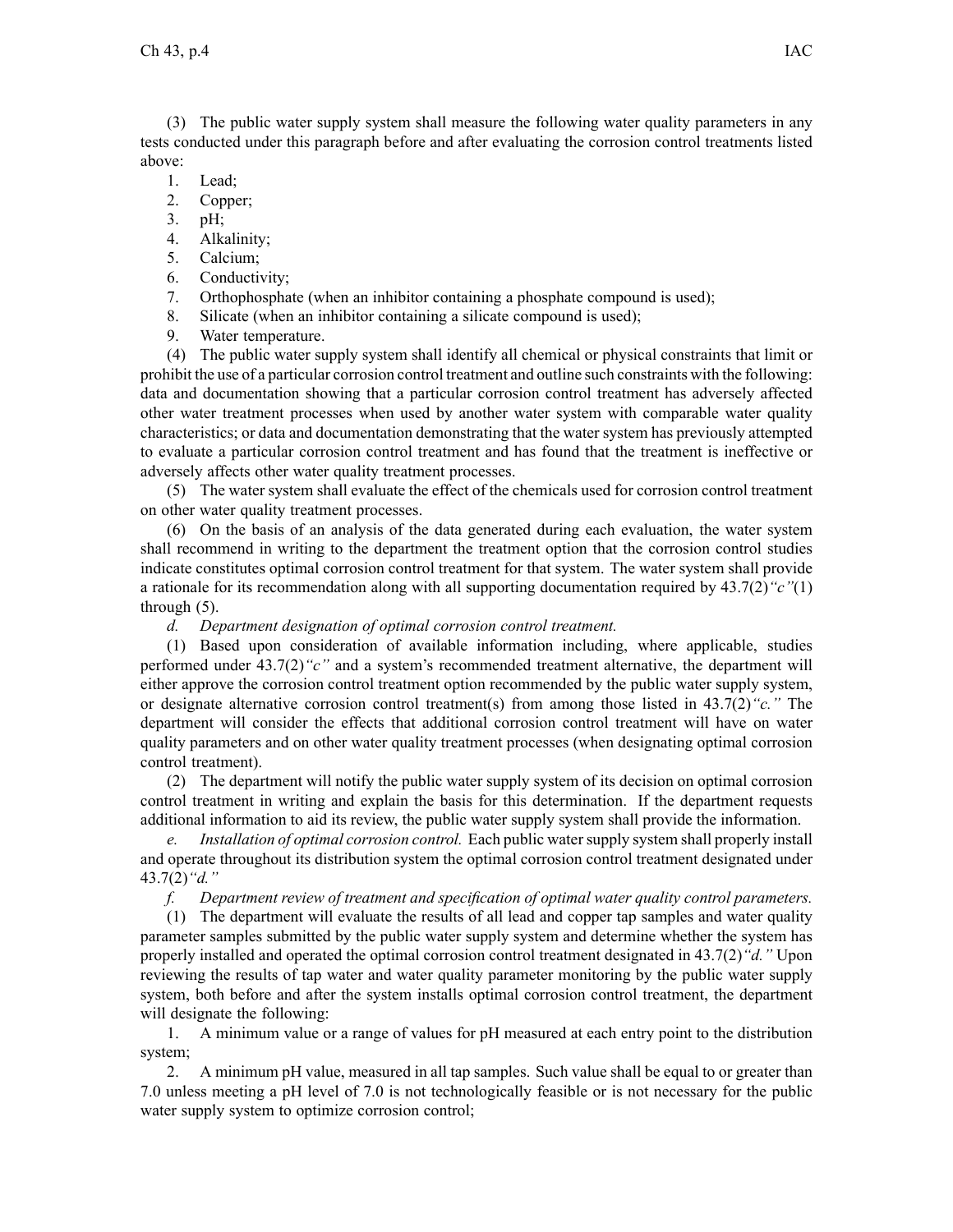(3) The public water supply system shall measure the following water quality parameters in any tests conducted under this paragraph before and after evaluating the corrosion control treatments listed above:

1. Lead;
2. Copper;
3. pH;
4. Alkalinity;
5. Calcium;
6. Conductivity;
7. Orthophosphate (when an inhibitor containing a phosphate compound is used);
8. Silicate (when an inhibitor containing a silicate compound is used);
9. Water temperature.

(4) The public water supply system shall identify all chemical or physical constraints that limit or prohibit the use of a particular corrosion control treatment and outline such constraints with the following: data and documentation showing that a particular corrosion control treatment has adversely affected other water treatment processes when used by another water system with comparable water quality characteristics; or data and documentation demonstrating that the water system has previously attempted to evaluate a particular corrosion control treatment and has found that the treatment is ineffective or adversely affects other water quality treatment processes.

(5) The water system shall evaluate the effect of the chemicals used for corrosion control treatment on other water quality treatment processes.

(6) On the basis of an analysis of the data generated during each evaluation, the water system shall recommend in writing to the department the treatment option that the corrosion control studies indicate constitutes optimal corrosion control treatment for that system. The water system shall provide a rationale for its recommendation along with all supporting documentation required by 43.7(2)*"c"*(1) through (5).

*d. Department designation of optimal corrosion control treatment.*

(1) Based upon consideration of available information including, where applicable, studies performed under 43.7(2)*"c"* and a system's recommended treatment alternative, the department will either approve the corrosion control treatment option recommended by the public water supply system, or designate alternative corrosion control treatment(s) from among those listed in 43.7(2)*"c."* The department will consider the effects that additional corrosion control treatment will have on water quality parameters and on other water quality treatment processes (when designating optimal corrosion control treatment).

(2) The department will notify the public water supply system of its decision on optimal corrosion control treatment in writing and explain the basis for this determination. If the department requests additional information to aid its review, the public water supply system shall provide the information.

*e. Installation of optimal corrosion control.* Each public water supply system shall properly install and operate throughout its distribution system the optimal corrosion control treatment designated under 43.7(2)*"d."*

*f. Department review of treatment and specification of optimal water quality control parameters.*

(1) The department will evaluate the results of all lead and copper tap samples and water quality parameter samples submitted by the public water supply system and determine whether the system has properly installed and operated the optimal corrosion control treatment designated in 43.7(2)*"d."* Upon reviewing the results of tap water and water quality parameter monitoring by the public water supply system, both before and after the system installs optimal corrosion control treatment, the department will designate the following:

1. A minimum value or a range of values for pH measured at each entry point to the distribution system;
2. A minimum pH value, measured in all tap samples. Such value shall be equal to or greater than 7.0 unless meeting a pH level of 7.0 is not technologically feasible or is not necessary for the public water supply system to optimize corrosion control;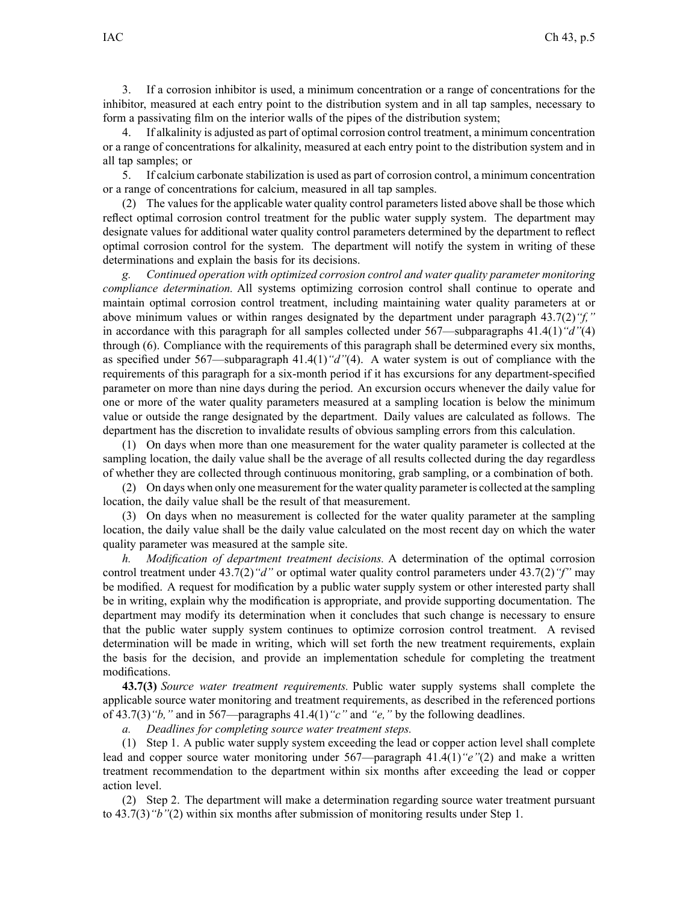3. If a corrosion inhibitor is used, a minimum concentration or a range of concentrations for the inhibitor, measured at each entry point to the distribution system and in all tap samples, necessary to form a passivating film on the interior walls of the pipes of the distribution system;

4. If alkalinity is adjusted as part of optimal corrosion control treatment, a minimum concentration or a range of concentrations for alkalinity, measured at each entry point to the distribution system and in all tap samples; or

5. If calcium carbonate stabilization is used as part of corrosion control, a minimum concentration or a range of concentrations for calcium, measured in all tap samples.

(2) The values for the applicable water quality control parameters listed above shall be those which reflect optimal corrosion control treatment for the public water supply system. The department may designate values for additional water quality control parameters determined by the department to reflect optimal corrosion control for the system. The department will notify the system in writing of these determinations and explain the basis for its decisions.

*g. Continued operation with optimized corrosion control and water quality parameter monitoring compliance determination.* All systems optimizing corrosion control shall continue to operate and maintain optimal corrosion control treatment, including maintaining water quality parameters at or above minimum values or within ranges designated by the department under paragraph 43.7(2)*"f,"* in accordance with this paragraph for all samples collected under 567—subparagraphs 41.4(1)*"d"*(4) through (6). Compliance with the requirements of this paragraph shall be determined every six months, as specified under 567—subparagraph 41.4(1)*"d"*(4). A water system is out of compliance with the requirements of this paragraph for a six-month period if it has excursions for any department-specified parameter on more than nine days during the period. An excursion occurs whenever the daily value for one or more of the water quality parameters measured at a sampling location is below the minimum value or outside the range designated by the department. Daily values are calculated as follows. The department has the discretion to invalidate results of obvious sampling errors from this calculation.

(1) On days when more than one measurement for the water quality parameter is collected at the sampling location, the daily value shall be the average of all results collected during the day regardless of whether they are collected through continuous monitoring, grab sampling, or a combination of both.

(2) On days when only one measurement for the water quality parameter is collected at the sampling location, the daily value shall be the result of that measurement.

(3) On days when no measurement is collected for the water quality parameter at the sampling location, the daily value shall be the daily value calculated on the most recent day on which the water quality parameter was measured at the sample site.

*h. Modification of department treatment decisions.* A determination of the optimal corrosion control treatment under 43.7(2)*"d"* or optimal water quality control parameters under 43.7(2)*"f"* may be modified. A request for modification by a public water supply system or other interested party shall be in writing, explain why the modification is appropriate, and provide supporting documentation. The department may modify its determination when it concludes that such change is necessary to ensure that the public water supply system continues to optimize corrosion control treatment. A revised determination will be made in writing, which will set forth the new treatment requirements, explain the basis for the decision, and provide an implementation schedule for completing the treatment modifications.

**43.7(3)** *Source water treatment requirements.* Public water supply systems shall complete the applicable source water monitoring and treatment requirements, as described in the referenced portions of 43.7(3)*"b,"* and in 567—paragraphs 41.4(1)*"c"* and *"e,"* by the following deadlines.

*a. Deadlines for completing source water treatment steps.*

(1) Step 1. A public water supply system exceeding the lead or copper action level shall complete lead and copper source water monitoring under 567—paragraph 41.4(1)*"e"*(2) and make a written treatment recommendation to the department within six months after exceeding the lead or copper action level.

(2) Step 2. The department will make a determination regarding source water treatment pursuant to 43.7(3)*"b"*(2) within six months after submission of monitoring results under Step 1.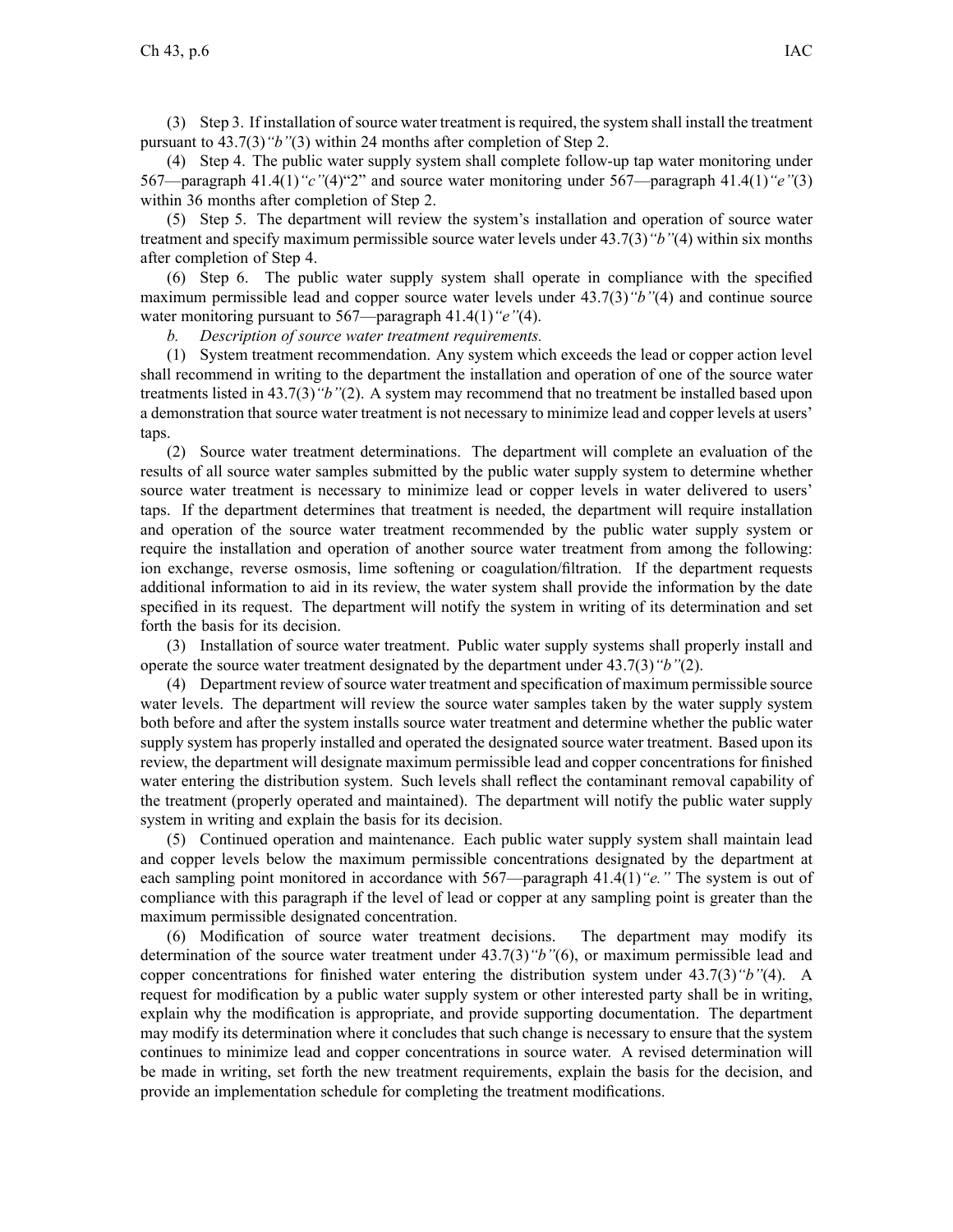(3) Step 3. If installation of source water treatment is required, the system shall install the treatment pursuant to 43.7(3)*"b"*(3) within 24 months after completion of Step 2.

(4) Step 4. The public water supply system shall complete follow-up tap water monitoring under 567—paragraph 41.4(1)*"c"*(4)"2" and source water monitoring under 567—paragraph 41.4(1)*"e"*(3) within 36 months after completion of Step 2.

(5) Step 5. The department will review the system's installation and operation of source water treatment and specify maximum permissible source water levels under 43.7(3)*"b"*(4) within six months after completion of Step 4.

(6) Step 6. The public water supply system shall operate in compliance with the specified maximum permissible lead and copper source water levels under 43.7(3)*"b"*(4) and continue source water monitoring pursuant to 567—paragraph 41.4(1)*"e"*(4).

*b. Description of source water treatment requirements.*

(1) System treatment recommendation. Any system which exceeds the lead or copper action level shall recommend in writing to the department the installation and operation of one of the source water treatments listed in 43.7(3)*"b"*(2). A system may recommend that no treatment be installed based upon a demonstration that source water treatment is not necessary to minimize lead and copper levels at users' taps.

(2) Source water treatment determinations. The department will complete an evaluation of the results of all source water samples submitted by the public water supply system to determine whether source water treatment is necessary to minimize lead or copper levels in water delivered to users' taps. If the department determines that treatment is needed, the department will require installation and operation of the source water treatment recommended by the public water supply system or require the installation and operation of another source water treatment from among the following: ion exchange, reverse osmosis, lime softening or coagulation/filtration. If the department requests additional information to aid in its review, the water system shall provide the information by the date specified in its request. The department will notify the system in writing of its determination and set forth the basis for its decision.

(3) Installation of source water treatment. Public water supply systems shall properly install and operate the source water treatment designated by the department under 43.7(3)*"b"*(2).

(4) Department review of source water treatment and specification of maximum permissible source water levels. The department will review the source water samples taken by the water supply system both before and after the system installs source water treatment and determine whether the public water supply system has properly installed and operated the designated source water treatment. Based upon its review, the department will designate maximum permissible lead and copper concentrations for finished water entering the distribution system. Such levels shall reflect the contaminant removal capability of the treatment (properly operated and maintained). The department will notify the public water supply system in writing and explain the basis for its decision.

(5) Continued operation and maintenance. Each public water supply system shall maintain lead and copper levels below the maximum permissible concentrations designated by the department at each sampling point monitored in accordance with 567—paragraph 41.4(1)*"e."* The system is out of compliance with this paragraph if the level of lead or copper at any sampling point is greater than the maximum permissible designated concentration.

(6) Modification of source water treatment decisions. The department may modify its determination of the source water treatment under 43.7(3)*"b"*(6), or maximum permissible lead and copper concentrations for finished water entering the distribution system under 43.7(3)*"b"*(4). A request for modification by a public water supply system or other interested party shall be in writing, explain why the modification is appropriate, and provide supporting documentation. The department may modify its determination where it concludes that such change is necessary to ensure that the system continues to minimize lead and copper concentrations in source water. A revised determination will be made in writing, set forth the new treatment requirements, explain the basis for the decision, and provide an implementation schedule for completing the treatment modifications.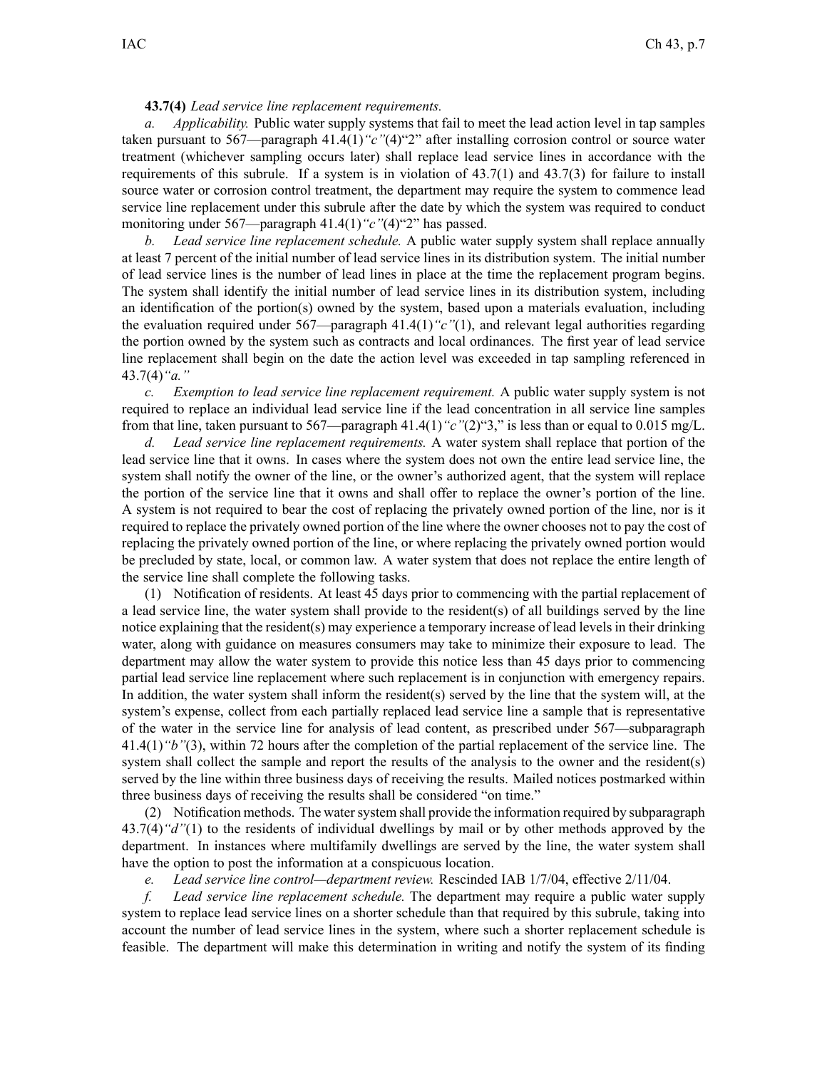**43.7(4)** *Lead service line replacement requirements.*

*a. Applicability.* Public water supply systems that fail to meet the lead action level in tap samples taken pursuant to 567—paragraph 41.4(1)*"c"*(4)"2" after installing corrosion control or source water treatment (whichever sampling occurs later) shall replace lead service lines in accordance with the requirements of this subrule. If a system is in violation of 43.7(1) and 43.7(3) for failure to install source water or corrosion control treatment, the department may require the system to commence lead service line replacement under this subrule after the date by which the system was required to conduct monitoring under 567—paragraph 41.4(1)*"c"*(4)"2" has passed.

*b. Lead service line replacement schedule.* A public water supply system shall replace annually at least 7 percent of the initial number of lead service lines in its distribution system. The initial number of lead service lines is the number of lead lines in place at the time the replacement program begins. The system shall identify the initial number of lead service lines in its distribution system, including an identification of the portion(s) owned by the system, based upon a materials evaluation, including the evaluation required under 567—paragraph 41.4(1)*"c"*(1), and relevant legal authorities regarding the portion owned by the system such as contracts and local ordinances. The first year of lead service line replacement shall begin on the date the action level was exceeded in tap sampling referenced in 43.7(4)*"a."*

*c. Exemption to lead service line replacement requirement.* A public water supply system is not required to replace an individual lead service line if the lead concentration in all service line samples from that line, taken pursuant to 567—paragraph 41.4(1)*"c"*(2)"3," is less than or equal to 0.015 mg/L.

*d. Lead service line replacement requirements.* A water system shall replace that portion of the lead service line that it owns. In cases where the system does not own the entire lead service line, the system shall notify the owner of the line, or the owner's authorized agent, that the system will replace the portion of the service line that it owns and shall offer to replace the owner's portion of the line. A system is not required to bear the cost of replacing the privately owned portion of the line, nor is it required to replace the privately owned portion of the line where the owner chooses not to pay the cost of replacing the privately owned portion of the line, or where replacing the privately owned portion would be precluded by state, local, or common law. A water system that does not replace the entire length of the service line shall complete the following tasks.

(1) Notification of residents. At least 45 days prior to commencing with the partial replacement of a lead service line, the water system shall provide to the resident(s) of all buildings served by the line notice explaining that the resident(s) may experience a temporary increase of lead levels in their drinking water, along with guidance on measures consumers may take to minimize their exposure to lead. The department may allow the water system to provide this notice less than 45 days prior to commencing partial lead service line replacement where such replacement is in conjunction with emergency repairs. In addition, the water system shall inform the resident(s) served by the line that the system will, at the system's expense, collect from each partially replaced lead service line a sample that is representative of the water in the service line for analysis of lead content, as prescribed under 567—subparagraph 41.4(1)*"b"*(3), within 72 hours after the completion of the partial replacement of the service line. The system shall collect the sample and report the results of the analysis to the owner and the resident(s) served by the line within three business days of receiving the results. Mailed notices postmarked within three business days of receiving the results shall be considered "on time."

(2) Notification methods. The water system shall provide the information required by subparagraph 43.7(4)*"d"*(1) to the residents of individual dwellings by mail or by other methods approved by the department. In instances where multifamily dwellings are served by the line, the water system shall have the option to post the information at a conspicuous location.

*e. Lead service line control—department review.* Rescinded IAB 1/7/04, effective 2/11/04.

*f. Lead service line replacement schedule.* The department may require a public water supply system to replace lead service lines on a shorter schedule than that required by this subrule, taking into account the number of lead service lines in the system, where such a shorter replacement schedule is feasible. The department will make this determination in writing and notify the system of its finding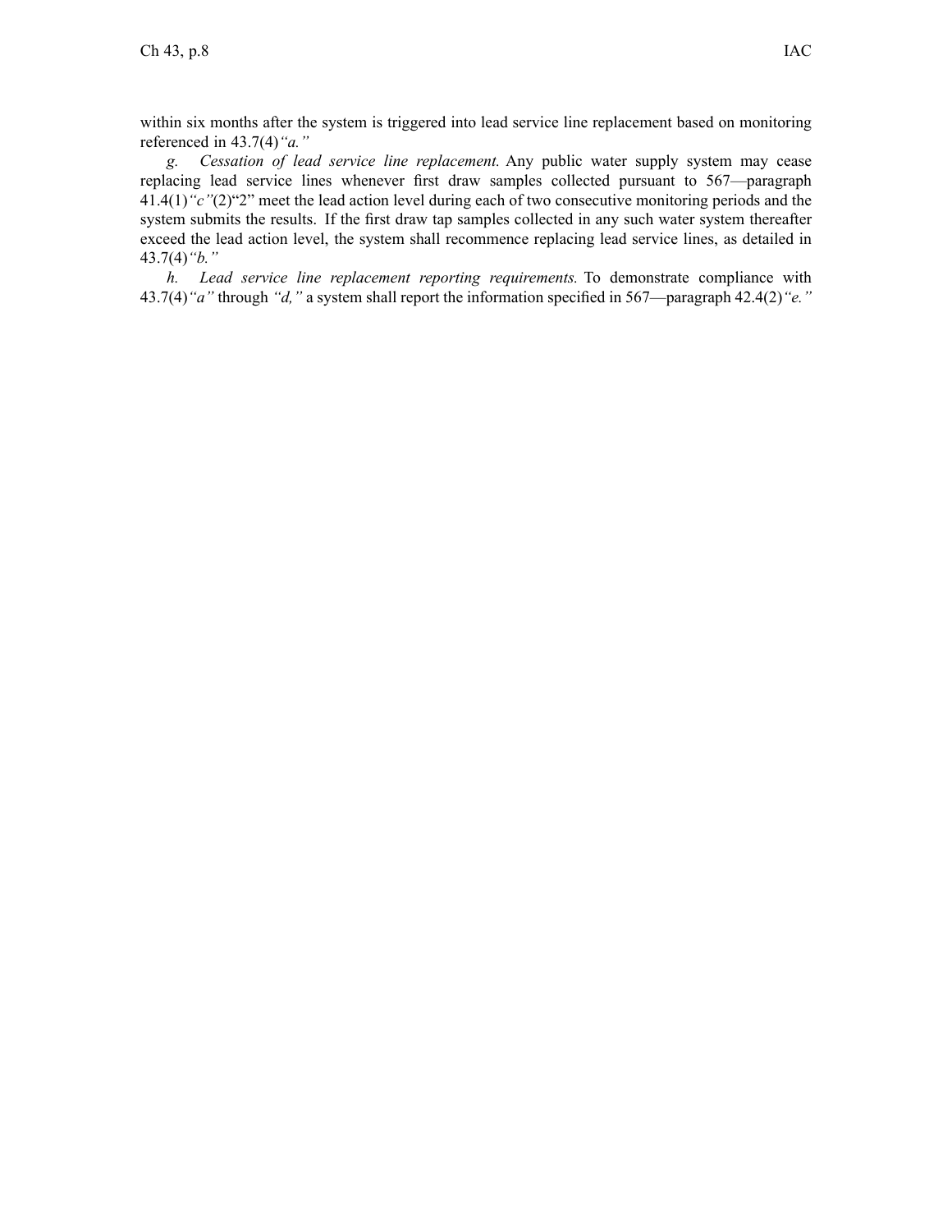within six months after the system is triggered into lead service line replacement based on monitoring referenced in 43.7(4)*"a."*

*g. Cessation of lead service line replacement.* Any public water supply system may cease replacing lead service lines whenever first draw samples collected pursuant to 567—paragraph 41.4(1)*"c"*(2)"2" meet the lead action level during each of two consecutive monitoring periods and the system submits the results. If the first draw tap samples collected in any such water system thereafter exceed the lead action level, the system shall recommence replacing lead service lines, as detailed in 43.7(4)*"b."*

*h. Lead service line replacement reporting requirements.* To demonstrate compliance with 43.7(4)*"a"* through *"d,"* a system shall report the information specified in 567—paragraph 42.4(2)*"e."*